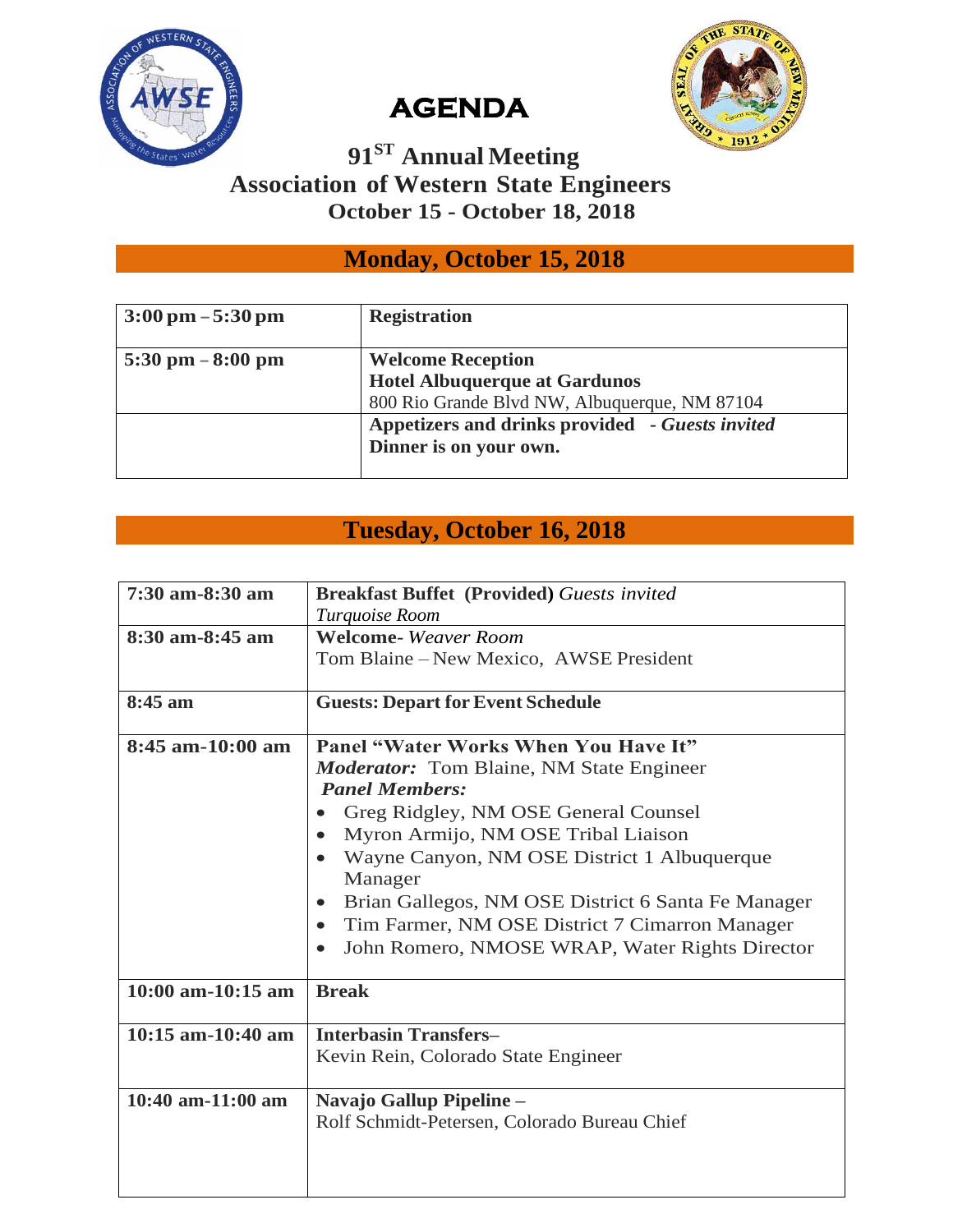# AGENDA

## 91ST Annual Meeting
## Association of Western State Engineers
### October 15 - October 18, 2018

## Monday, October 15, 2018

| | |
|---|---|
| **3:00 pm – 5:30 pm** | **Registration** |
| **5:30 pm – 8:00 pm** | **Welcome Reception**<br>**Hotel Albuquerque at Gardunos**<br>800 Rio Grande Blvd NW, Albuquerque, NM 87104 |
| | **Appetizers and drinks provided - *Guests invited***<br>**Dinner is on your own.** |

## Tuesday, October 16, 2018

| | |
|---|---|
| **7:30 am-8:30 am** | **Breakfast Buffet (Provided)** *Guests invited*<br>*Turquoise Room* |
| **8:30 am-8:45 am** | **Welcome-** *Weaver Room*<br>Tom Blaine – New Mexico, AWSE President |
| **8:45 am** | **Guests: Depart for Event Schedule** |
| **8:45 am-10:00 am** | **Panel "Water Works When You Have It"**<br>***Moderator:*** Tom Blaine, NM State Engineer<br>***Panel Members:***<br>• Greg Ridgley, NM OSE General Counsel<br>• Myron Armijo, NM OSE Tribal Liaison<br>• Wayne Canyon, NM OSE District 1 Albuquerque Manager<br>• Brian Gallegos, NM OSE District 6 Santa Fe Manager<br>• Tim Farmer, NM OSE District 7 Cimarron Manager<br>• John Romero, NMOSE WRAP, Water Rights Director |
| **10:00 am-10:15 am** | **Break** |
| **10:15 am-10:40 am** | **Interbasin Transfers–**<br>Kevin Rein, Colorado State Engineer |
| **10:40 am-11:00 am** | **Navajo Gallup Pipeline –**<br>Rolf Schmidt-Petersen, Colorado Bureau Chief |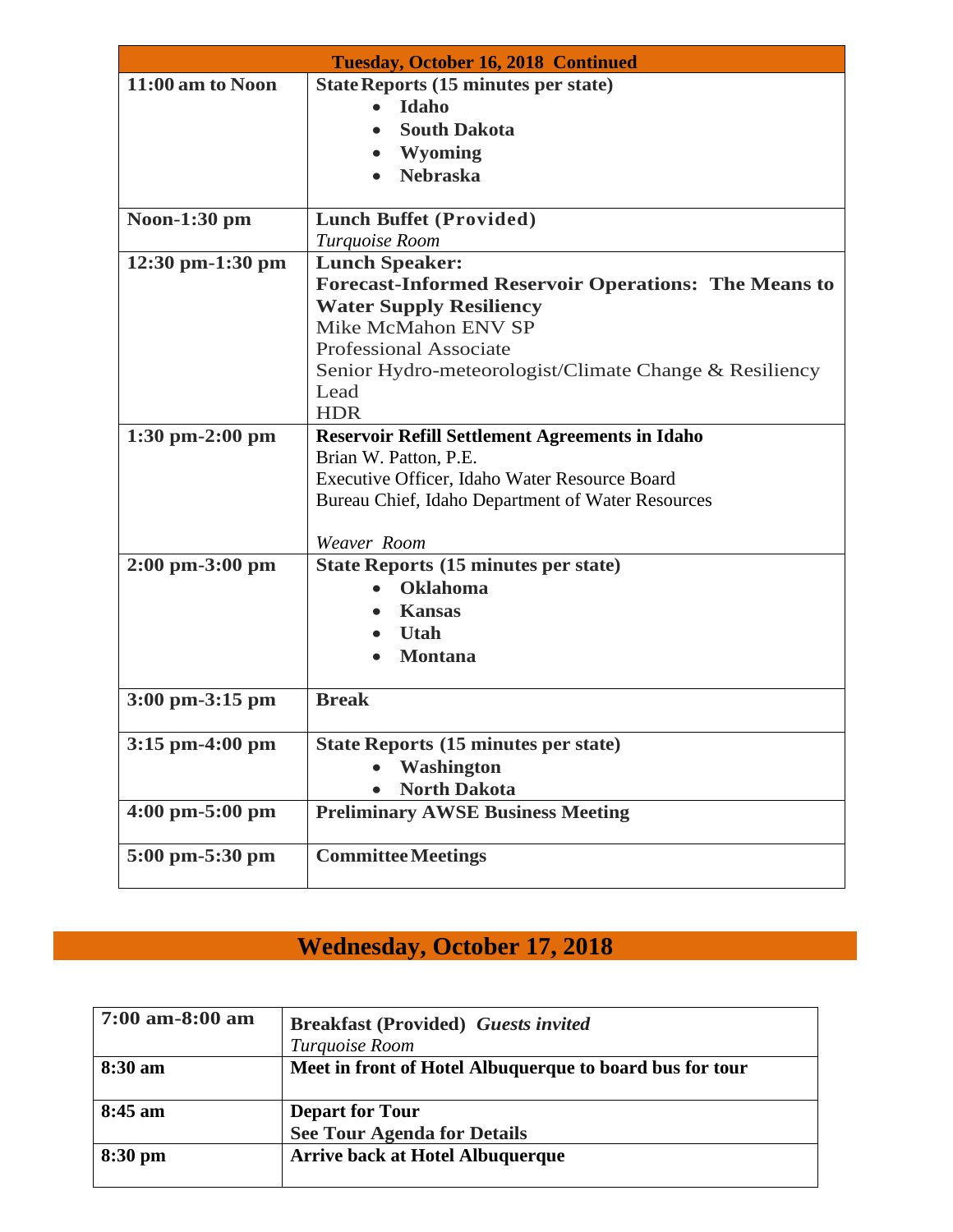| Tuesday, October 16, 2018 Continued | |
|---|---|
| **11:00 am to Noon** | **State Reports (15 minutes per state)**<br>• **Idaho**<br>• **South Dakota**<br>• **Wyoming**<br>• **Nebraska** |
| **Noon-1:30 pm** | **Lunch Buffet (Provided)**<br>*Turquoise Room* |
| **12:30 pm-1:30 pm** | **Lunch Speaker:**<br>**Forecast-Informed Reservoir Operations: The Means to Water Supply Resiliency**<br>Mike McMahon ENV SP<br>Professional Associate<br>Senior Hydro-meteorologist/Climate Change & Resiliency Lead<br>HDR |
| **1:30 pm-2:00 pm** | **Reservoir Refill Settlement Agreements in Idaho**<br>Brian W. Patton, P.E.<br>Executive Officer, Idaho Water Resource Board<br>Bureau Chief, Idaho Department of Water Resources<br><br>*Weaver Room* |
| **2:00 pm-3:00 pm** | **State Reports (15 minutes per state)**<br>• **Oklahoma**<br>• **Kansas**<br>• **Utah**<br>• **Montana** |
| **3:00 pm-3:15 pm** | **Break** |
| **3:15 pm-4:00 pm** | **State Reports (15 minutes per state)**<br>• **Washington**<br>• **North Dakota** |
| **4:00 pm-5:00 pm** | **Preliminary AWSE Business Meeting** |
| **5:00 pm-5:30 pm** | **Committee Meetings** |

# Wednesday, October 17, 2018

| | |
|---|---|
| **7:00 am-8:00 am** | **Breakfast (Provided)** ***Guests invited***<br>*Turquoise Room* |
| **8:30 am** | **Meet in front of Hotel Albuquerque to board bus for tour** |
| **8:45 am** | **Depart for Tour**<br>**See Tour Agenda for Details** |
| **8:30 pm** | **Arrive back at Hotel Albuquerque** |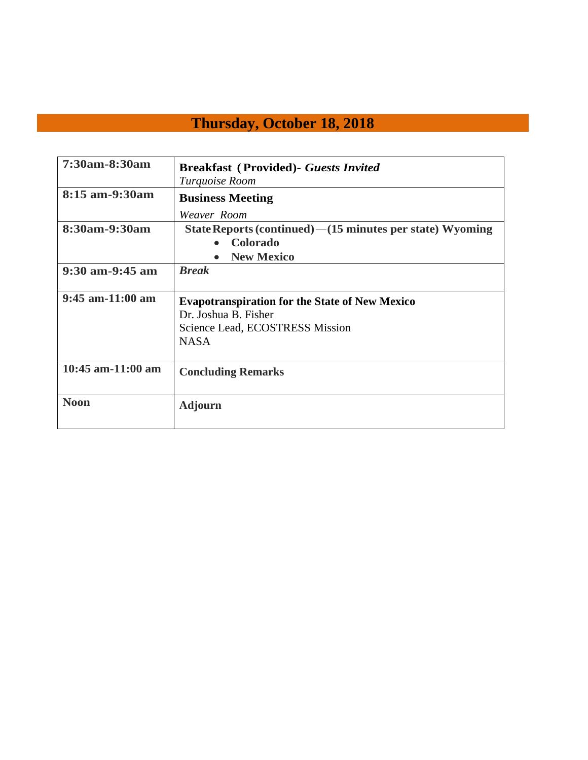# Thursday, October 18, 2018

| | |
|---|---|
| **7:30am-8:30am** | **Breakfast (Provided)**- ***Guests Invited***<br>*Turquoise Room* |
| **8:15 am-9:30am** | **Business Meeting**<br>*Weaver Room* |
| **8:30am-9:30am** | **State Reports (continued)—(15 minutes per state) Wyoming**<br>• **Colorado**<br>• **New Mexico** |
| **9:30 am-9:45 am** | ***Break*** |
| **9:45 am-11:00 am** | **Evapotranspiration for the State of New Mexico**<br>Dr. Joshua B. Fisher<br>Science Lead, ECOSTRESS Mission<br>NASA |
| **10:45 am-11:00 am** | **Concluding Remarks** |
| **Noon** | **Adjourn** |